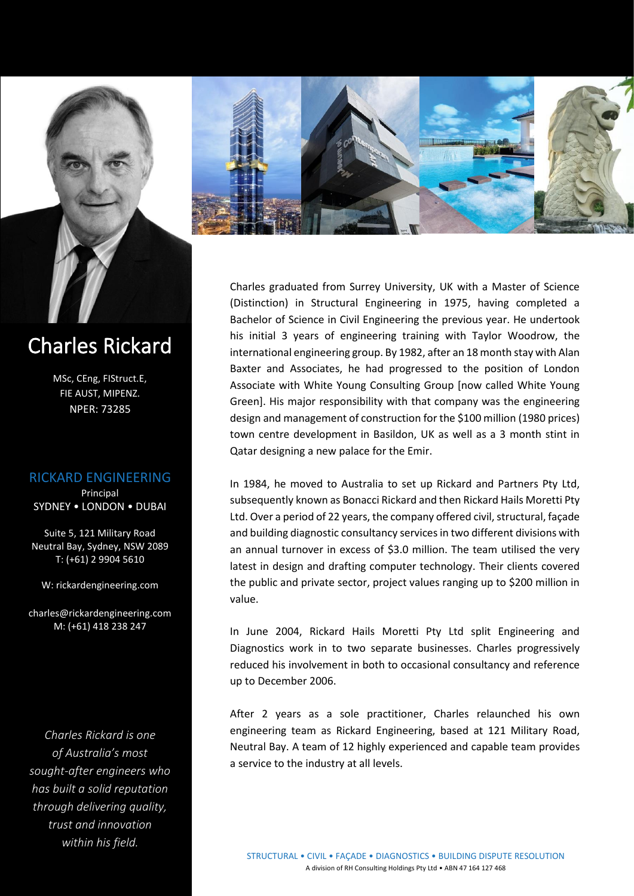# Charles Rickard

MSc, CEng, FIStruct.E,
FIE AUST, MIPENZ.
NPER: 73285

## RICKARD ENGINEERING

Principal
SYDNEY • LONDON • DUBAI

Suite 5, 121 Military Road
Neutral Bay, Sydney, NSW 2089
T: (+61) 2 9904 5610

W: rickardengineering.com

charles@rickardengineering.com
M: (+61) 418 238 247

*Charles Rickard is one of Australia's most sought-after engineers who has built a solid reputation through delivering quality, trust and innovation within his field.*

Charles graduated from Surrey University, UK with a Master of Science (Distinction) in Structural Engineering in 1975, having completed a Bachelor of Science in Civil Engineering the previous year. He undertook his initial 3 years of engineering training with Taylor Woodrow, the international engineering group. By 1982, after an 18 month stay with Alan Baxter and Associates, he had progressed to the position of London Associate with White Young Consulting Group [now called White Young Green]. His major responsibility with that company was the engineering design and management of construction for the $100 million (1980 prices) town centre development in Basildon, UK as well as a 3 month stint in Qatar designing a new palace for the Emir.

In 1984, he moved to Australia to set up Rickard and Partners Pty Ltd, subsequently known as Bonacci Rickard and then Rickard Hails Moretti Pty Ltd. Over a period of 22 years, the company offered civil, structural, façade and building diagnostic consultancy services in two different divisions with an annual turnover in excess of $3.0 million. The team utilised the very latest in design and drafting computer technology. Their clients covered the public and private sector, project values ranging up to $200 million in value.

In June 2004, Rickard Hails Moretti Pty Ltd split Engineering and Diagnostics work in to two separate businesses. Charles progressively reduced his involvement in both to occasional consultancy and reference up to December 2006.

After 2 years as a sole practitioner, Charles relaunched his own engineering team as Rickard Engineering, based at 121 Military Road, Neutral Bay. A team of 12 highly experienced and capable team provides a service to the industry at all levels.

STRUCTURAL • CIVIL • FAÇADE • DIAGNOSTICS • BUILDING DISPUTE RESOLUTION
A division of RH Consulting Holdings Pty Ltd • ABN 47 164 127 468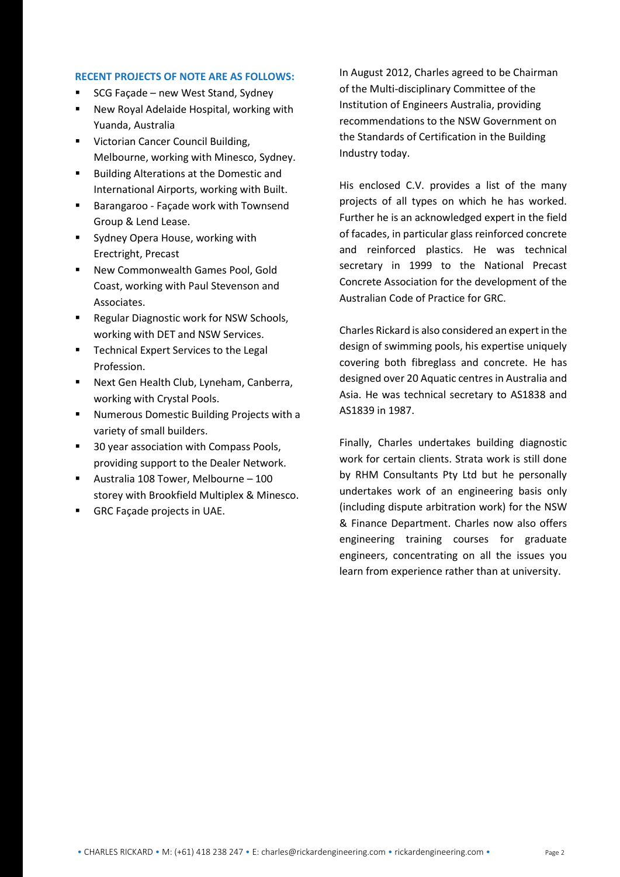### RECENT PROJECTS OF NOTE ARE AS FOLLOWS:

- SCG Façade – new West Stand, Sydney
- New Royal Adelaide Hospital, working with Yuanda, Australia
- Victorian Cancer Council Building, Melbourne, working with Minesco, Sydney.
- Building Alterations at the Domestic and International Airports, working with Built.
- Barangaroo - Façade work with Townsend Group & Lend Lease.
- Sydney Opera House, working with Erectright, Precast
- New Commonwealth Games Pool, Gold Coast, working with Paul Stevenson and Associates.
- Regular Diagnostic work for NSW Schools, working with DET and NSW Services.
- Technical Expert Services to the Legal Profession.
- Next Gen Health Club, Lyneham, Canberra, working with Crystal Pools.
- Numerous Domestic Building Projects with a variety of small builders.
- 30 year association with Compass Pools, providing support to the Dealer Network.
- Australia 108 Tower, Melbourne – 100 storey with Brookfield Multiplex & Minesco.
- GRC Façade projects in UAE.

In August 2012, Charles agreed to be Chairman of the Multi-disciplinary Committee of the Institution of Engineers Australia, providing recommendations to the NSW Government on the Standards of Certification in the Building Industry today.

His enclosed C.V. provides a list of the many projects of all types on which he has worked. Further he is an acknowledged expert in the field of facades, in particular glass reinforced concrete and reinforced plastics. He was technical secretary in 1999 to the National Precast Concrete Association for the development of the Australian Code of Practice for GRC.

Charles Rickard is also considered an expert in the design of swimming pools, his expertise uniquely covering both fibreglass and concrete. He has designed over 20 Aquatic centres in Australia and Asia. He was technical secretary to AS1838 and AS1839 in 1987.

Finally, Charles undertakes building diagnostic work for certain clients. Strata work is still done by RHM Consultants Pty Ltd but he personally undertakes work of an engineering basis only (including dispute arbitration work) for the NSW & Finance Department. Charles now also offers engineering training courses for graduate engineers, concentrating on all the issues you learn from experience rather than at university.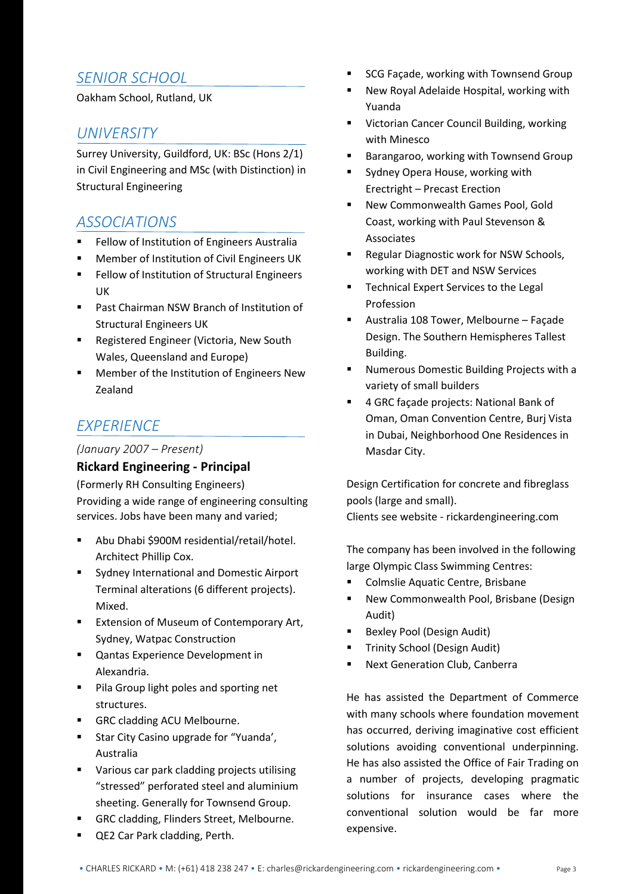## *SENIOR SCHOOL*

Oakham School, Rutland, UK

## *UNIVERSITY*

Surrey University, Guildford, UK: BSc (Hons 2/1) in Civil Engineering and MSc (with Distinction) in Structural Engineering

## *ASSOCIATIONS*

- Fellow of Institution of Engineers Australia
- Member of Institution of Civil Engineers UK
- Fellow of Institution of Structural Engineers UK
- Past Chairman NSW Branch of Institution of Structural Engineers UK
- Registered Engineer (Victoria, New South Wales, Queensland and Europe)
- Member of the Institution of Engineers New Zealand

## *EXPERIENCE*

*(January 2007 – Present)*

**Rickard Engineering - Principal**

(Formerly RH Consulting Engineers)

Providing a wide range of engineering consulting services. Jobs have been many and varied;

- Abu Dhabi $900M residential/retail/hotel. Architect Phillip Cox.
- Sydney International and Domestic Airport Terminal alterations (6 different projects). Mixed.
- Extension of Museum of Contemporary Art, Sydney, Watpac Construction
- Qantas Experience Development in Alexandria.
- Pila Group light poles and sporting net structures.
- GRC cladding ACU Melbourne.
- Star City Casino upgrade for "Yuanda', Australia
- Various car park cladding projects utilising "stressed" perforated steel and aluminium sheeting. Generally for Townsend Group.
- GRC cladding, Flinders Street, Melbourne.
- QE2 Car Park cladding, Perth.
- SCG Façade, working with Townsend Group
- New Royal Adelaide Hospital, working with Yuanda
- Victorian Cancer Council Building, working with Minesco
- Barangaroo, working with Townsend Group
- Sydney Opera House, working with Errectright – Precast Erection
- New Commonwealth Games Pool, Gold Coast, working with Paul Stevenson & Associates
- Regular Diagnostic work for NSW Schools, working with DET and NSW Services
- Technical Expert Services to the Legal Profession
- Australia 108 Tower, Melbourne – Façade Design. The Southern Hemispheres Tallest Building.
- Numerous Domestic Building Projects with a variety of small builders
- 4 GRC façade projects: National Bank of Oman, Oman Convention Centre, Burj Vista in Dubai, Neighborhood One Residences in Masdar City.

Design Certification for concrete and fibreglass pools (large and small).
Clients see website - rickardengineering.com

The company has been involved in the following large Olympic Class Swimming Centres:

- Colmslie Aquatic Centre, Brisbane
- New Commonwealth Pool, Brisbane (Design Audit)
- Bexley Pool (Design Audit)
- Trinity School (Design Audit)
- Next Generation Club, Canberra

He has assisted the Department of Commerce with many schools where foundation movement has occurred, deriving imaginative cost efficient solutions avoiding conventional underpinning. He has also assisted the Office of Fair Trading on a number of projects, developing pragmatic solutions for insurance cases where the conventional solution would be far more expensive.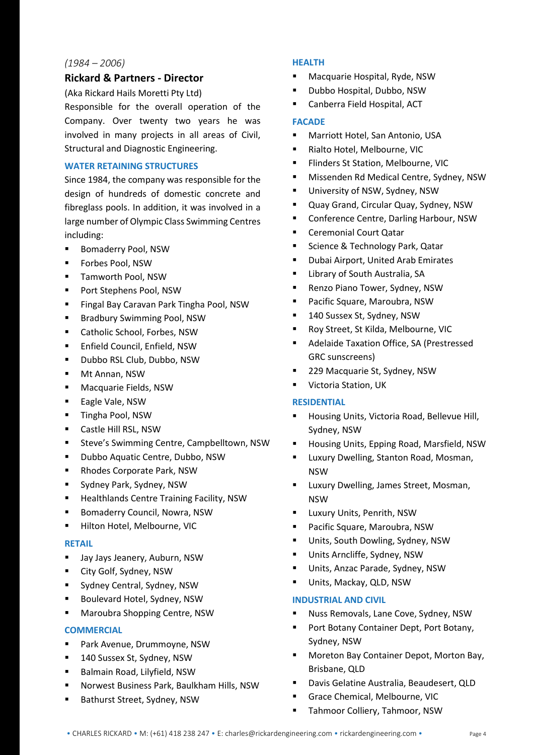*(1984 – 2006)*

### Rickard & Partners - Director

(Aka Rickard Hails Moretti Pty Ltd)

Responsible for the overall operation of the Company. Over twenty two years he was involved in many projects in all areas of Civil, Structural and Diagnostic Engineering.

#### WATER RETAINING STRUCTURES

Since 1984, the company was responsible for the design of hundreds of domestic concrete and fibreglass pools. In addition, it was involved in a large number of Olympic Class Swimming Centres including:

- Bomaderry Pool, NSW
- Forbes Pool, NSW
- Tamworth Pool, NSW
- Port Stephens Pool, NSW
- Fingal Bay Caravan Park Tingha Pool, NSW
- Bradbury Swimming Pool, NSW
- Catholic School, Forbes, NSW
- Enfield Council, Enfield, NSW
- Dubbo RSL Club, Dubbo, NSW
- Mt Annan, NSW
- Macquarie Fields, NSW
- Eagle Vale, NSW
- Tingha Pool, NSW
- Castle Hill RSL, NSW
- Steve's Swimming Centre, Campbelltown, NSW
- Dubbo Aquatic Centre, Dubbo, NSW
- Rhodes Corporate Park, NSW
- Sydney Park, Sydney, NSW
- Healthlands Centre Training Facility, NSW
- Bomaderry Council, Nowra, NSW
- Hilton Hotel, Melbourne, VIC

#### RETAIL

- Jay Jays Jeanery, Auburn, NSW
- City Golf, Sydney, NSW
- Sydney Central, Sydney, NSW
- Boulevard Hotel, Sydney, NSW
- Maroubra Shopping Centre, NSW

#### COMMERCIAL

- Park Avenue, Drummoyne, NSW
- 140 Sussex St, Sydney, NSW
- Balmain Road, Lilyfield, NSW
- Norwest Business Park, Baulkham Hills, NSW
- Bathurst Street, Sydney, NSW

#### HEALTH

- Macquarie Hospital, Ryde, NSW
- Dubbo Hospital, Dubbo, NSW
- Canberra Field Hospital, ACT

#### FACADE

- Marriott Hotel, San Antonio, USA
- Rialto Hotel, Melbourne, VIC
- Flinders St Station, Melbourne, VIC
- Missenden Rd Medical Centre, Sydney, NSW
- University of NSW, Sydney, NSW
- Quay Grand, Circular Quay, Sydney, NSW
- Conference Centre, Darling Harbour, NSW
- Ceremonial Court Qatar
- Science & Technology Park, Qatar
- Dubai Airport, United Arab Emirates
- Library of South Australia, SA
- Renzo Piano Tower, Sydney, NSW
- Pacific Square, Maroubra, NSW
- 140 Sussex St, Sydney, NSW
- Roy Street, St Kilda, Melbourne, VIC
- Adelaide Taxation Office, SA (Prestressed GRC sunscreens)
- 229 Macquarie St, Sydney, NSW
- Victoria Station, UK

#### RESIDENTIAL

- Housing Units, Victoria Road, Bellevue Hill, Sydney, NSW
- Housing Units, Epping Road, Marsfield, NSW
- Luxury Dwelling, Stanton Road, Mosman, NSW
- Luxury Dwelling, James Street, Mosman, NSW
- Luxury Units, Penrith, NSW
- Pacific Square, Maroubra, NSW
- Units, South Dowling, Sydney, NSW
- Units Arncliffe, Sydney, NSW
- Units, Anzac Parade, Sydney, NSW
- Units, Mackay, QLD, NSW

#### INDUSTRIAL AND CIVIL

- Nuss Removals, Lane Cove, Sydney, NSW
- Port Botany Container Dept, Port Botany, Sydney, NSW
- Moreton Bay Container Depot, Morton Bay, Brisbane, QLD
- Davis Gelatine Australia, Beaudesert, QLD
- Grace Chemical, Melbourne, VIC
- Tahmoor Colliery, Tahmoor, NSW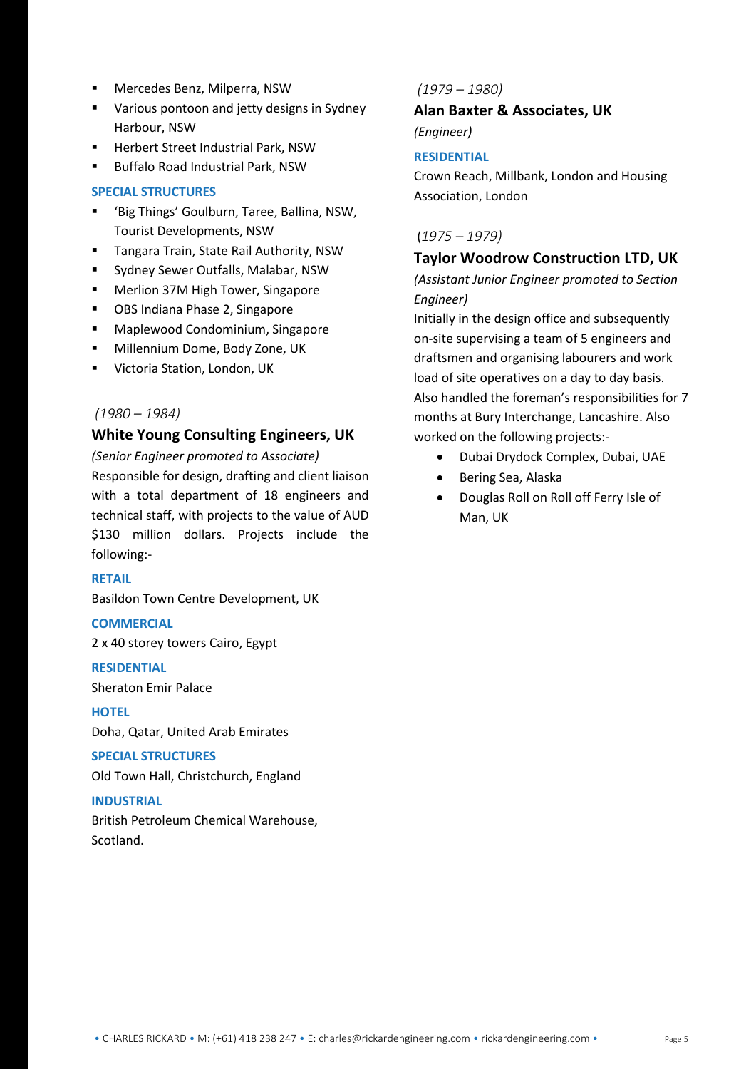- Mercedes Benz, Milperra, NSW
- Various pontoon and jetty designs in Sydney Harbour, NSW
- Herbert Street Industrial Park, NSW
- Buffalo Road Industrial Park, NSW

#### SPECIAL STRUCTURES

- 'Big Things' Goulburn, Taree, Ballina, NSW, Tourist Developments, NSW
- Tangara Train, State Rail Authority, NSW
- Sydney Sewer Outfalls, Malabar, NSW
- Merlion 37M High Tower, Singapore
- OBS Indiana Phase 2, Singapore
- Maplewood Condominium, Singapore
- Millennium Dome, Body Zone, UK
- Victoria Station, London, UK

*(1980 – 1984)*

### White Young Consulting Engineers, UK

*(Senior Engineer promoted to Associate)*

Responsible for design, drafting and client liaison with a total department of 18 engineers and technical staff, with projects to the value of AUD $130 million dollars. Projects include the following:-

#### RETAIL

Basildon Town Centre Development, UK

#### COMMERCIAL

2 x 40 storey towers Cairo, Egypt

#### RESIDENTIAL

Sheraton Emir Palace

#### HOTEL

Doha, Qatar, United Arab Emirates

#### SPECIAL STRUCTURES

Old Town Hall, Christchurch, England

#### INDUSTRIAL

British Petroleum Chemical Warehouse, Scotland.

*(1979 – 1980)*

### Alan Baxter & Associates, UK

*(Engineer)*

#### RESIDENTIAL

Crown Reach, Millbank, London and Housing Association, London

*(1975 – 1979)*

### Taylor Woodrow Construction LTD, UK

*(Assistant Junior Engineer promoted to Section Engineer)*

Initially in the design office and subsequently on-site supervising a team of 5 engineers and draftsmen and organising labourers and work load of site operatives on a day to day basis. Also handled the foreman's responsibilities for 7 months at Bury Interchange, Lancashire. Also worked on the following projects:-

- Dubai Drydock Complex, Dubai, UAE
- Bering Sea, Alaska
- Douglas Roll on Roll off Ferry Isle of Man, UK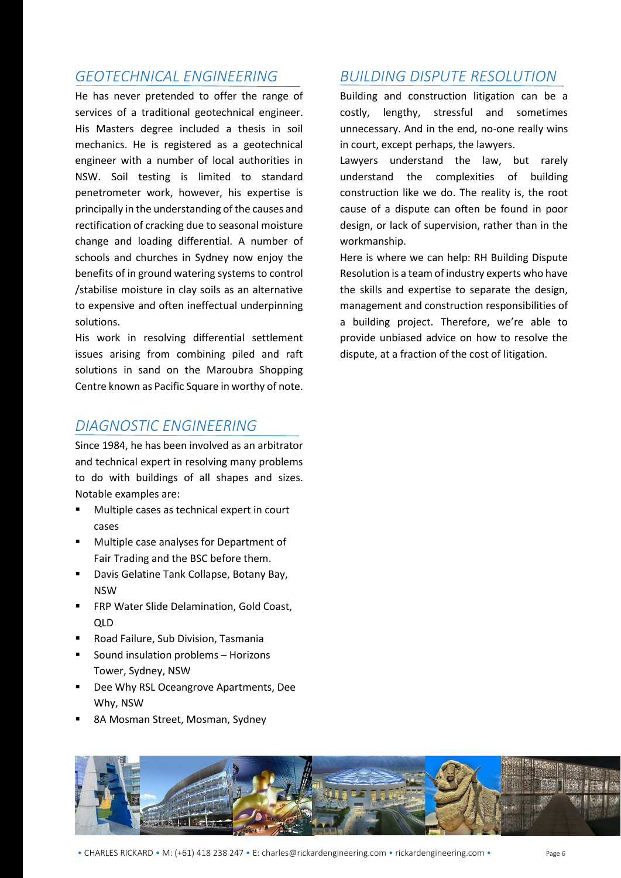## GEOTECHNICAL ENGINEERING

He has never pretended to offer the range of services of a traditional geotechnical engineer. His Masters degree included a thesis in soil mechanics. He is registered as a geotechnical engineer with a number of local authorities in NSW. Soil testing is limited to standard penetrometer work, however, his expertise is principally in the understanding of the causes and rectification of cracking due to seasonal moisture change and loading differential. A number of schools and churches in Sydney now enjoy the benefits of in ground watering systems to control /stabilise moisture in clay soils as an alternative to expensive and often ineffectual underpinning solutions.

His work in resolving differential settlement issues arising from combining piled and raft solutions in sand on the Maroubra Shopping Centre known as Pacific Square in worthy of note.

## DIAGNOSTIC ENGINEERING

Since 1984, he has been involved as an arbitrator and technical expert in resolving many problems to do with buildings of all shapes and sizes. Notable examples are:

- Multiple cases as technical expert in court cases
- Multiple case analyses for Department of Fair Trading and the BSC before them.
- Davis Gelatine Tank Collapse, Botany Bay, NSW
- FRP Water Slide Delamination, Gold Coast, QLD
- Road Failure, Sub Division, Tasmania
- Sound insulation problems – Horizons Tower, Sydney, NSW
- Dee Why RSL Oceangrove Apartments, Dee Why, NSW
- 8A Mosman Street, Mosman, Sydney

## BUILDING DISPUTE RESOLUTION

Building and construction litigation can be a costly, lengthy, stressful and sometimes unnecessary. And in the end, no-one really wins in court, except perhaps, the lawyers.

Lawyers understand the law, but rarely understand the complexities of building construction like we do. The reality is, the root cause of a dispute can often be found in poor design, or lack of supervision, rather than in the workmanship.

Here is where we can help: RH Building Dispute Resolution is a team of industry experts who have the skills and expertise to separate the design, management and construction responsibilities of a building project. Therefore, we're able to provide unbiased advice on how to resolve the dispute, at a fraction of the cost of litigation.